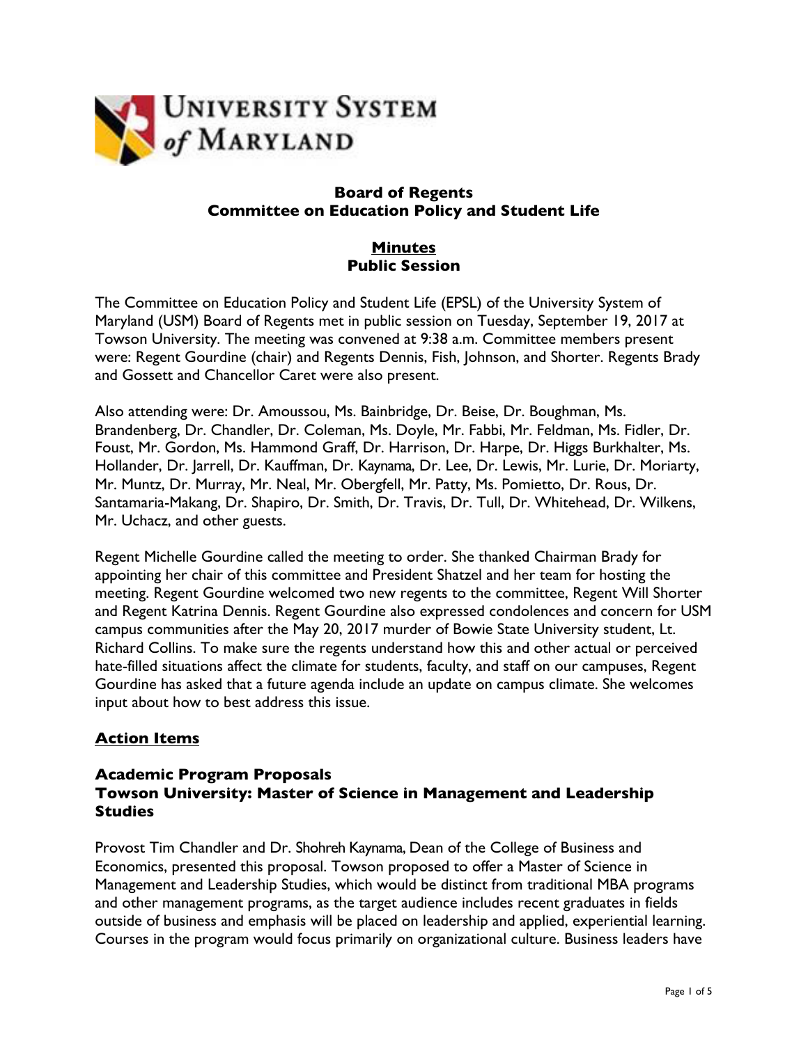# Board of Regents
## Committee on Education Policy and Student Life

**Minutes**
**Public Session**

The Committee on Education Policy and Student Life (EPSL) of the University System of Maryland (USM) Board of Regents met in public session on Tuesday, September 19, 2017 at Towson University. The meeting was convened at 9:38 a.m. Committee members present were: Regent Gourdine (chair) and Regents Dennis, Fish, Johnson, and Shorter. Regents Brady and Gossett and Chancellor Caret were also present.

Also attending were: Dr. Amoussou, Ms. Bainbridge, Dr. Beise, Dr. Boughman, Ms. Brandenberg, Dr. Chandler, Dr. Coleman, Ms. Doyle, Mr. Fabbi, Mr. Feldman, Ms. Fidler, Dr. Foust, Mr. Gordon, Ms. Hammond Graff, Dr. Harrison, Dr. Harpe, Dr. Higgs Burkhalter, Ms. Hollander, Dr. Jarrell, Dr. Kauffman, Dr. Kaynama, Dr. Lee, Dr. Lewis, Mr. Lurie, Dr. Moriarty, Mr. Muntz, Dr. Murray, Mr. Neal, Mr. Obergfell, Mr. Patty, Ms. Pomietto, Dr. Rous, Dr. Santamaria-Makang, Dr. Shapiro, Dr. Smith, Dr. Travis, Dr. Tull, Dr. Whitehead, Dr. Wilkens, Mr. Uchacz, and other guests.

Regent Michelle Gourdine called the meeting to order. She thanked Chairman Brady for appointing her chair of this committee and President Shatzel and her team for hosting the meeting. Regent Gourdine welcomed two new regents to the committee, Regent Will Shorter and Regent Katrina Dennis. Regent Gourdine also expressed condolences and concern for USM campus communities after the May 20, 2017 murder of Bowie State University student, Lt. Richard Collins. To make sure the regents understand how this and other actual or perceived hate-filled situations affect the climate for students, faculty, and staff on our campuses, Regent Gourdine has asked that a future agenda include an update on campus climate. She welcomes input about how to best address this issue.

## Action Items

### Academic Program Proposals
### Towson University: Master of Science in Management and Leadership Studies

Provost Tim Chandler and Dr. Shohreh Kaynama, Dean of the College of Business and Economics, presented this proposal. Towson proposed to offer a Master of Science in Management and Leadership Studies, which would be distinct from traditional MBA programs and other management programs, as the target audience includes recent graduates in fields outside of business and emphasis will be placed on leadership and applied, experiential learning. Courses in the program would focus primarily on organizational culture. Business leaders have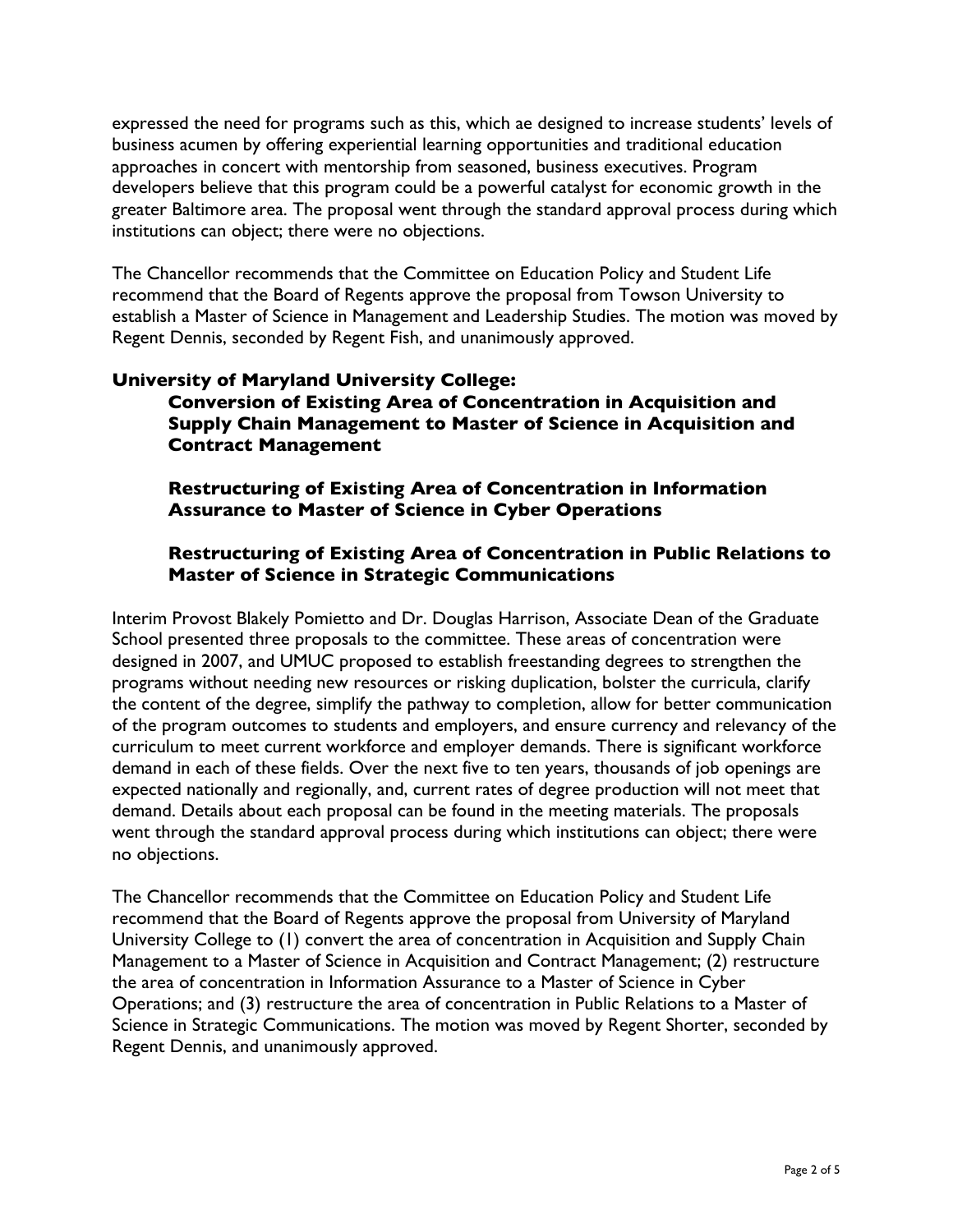expressed the need for programs such as this, which ae designed to increase students' levels of business acumen by offering experiential learning opportunities and traditional education approaches in concert with mentorship from seasoned, business executives. Program developers believe that this program could be a powerful catalyst for economic growth in the greater Baltimore area. The proposal went through the standard approval process during which institutions can object; there were no objections.

The Chancellor recommends that the Committee on Education Policy and Student Life recommend that the Board of Regents approve the proposal from Towson University to establish a Master of Science in Management and Leadership Studies. The motion was moved by Regent Dennis, seconded by Regent Fish, and unanimously approved.

**University of Maryland University College:**

**Conversion of Existing Area of Concentration in Acquisition and Supply Chain Management to Master of Science in Acquisition and Contract Management**

**Restructuring of Existing Area of Concentration in Information Assurance to Master of Science in Cyber Operations**

**Restructuring of Existing Area of Concentration in Public Relations to Master of Science in Strategic Communications**

Interim Provost Blakely Pomietto and Dr. Douglas Harrison, Associate Dean of the Graduate School presented three proposals to the committee. These areas of concentration were designed in 2007, and UMUC proposed to establish freestanding degrees to strengthen the programs without needing new resources or risking duplication, bolster the curricula, clarify the content of the degree, simplify the pathway to completion, allow for better communication of the program outcomes to students and employers, and ensure currency and relevancy of the curriculum to meet current workforce and employer demands. There is significant workforce demand in each of these fields. Over the next five to ten years, thousands of job openings are expected nationally and regionally, and, current rates of degree production will not meet that demand. Details about each proposal can be found in the meeting materials. The proposals went through the standard approval process during which institutions can object; there were no objections.

The Chancellor recommends that the Committee on Education Policy and Student Life recommend that the Board of Regents approve the proposal from University of Maryland University College to (1) convert the area of concentration in Acquisition and Supply Chain Management to a Master of Science in Acquisition and Contract Management; (2) restructure the area of concentration in Information Assurance to a Master of Science in Cyber Operations; and (3) restructure the area of concentration in Public Relations to a Master of Science in Strategic Communications. The motion was moved by Regent Shorter, seconded by Regent Dennis, and unanimously approved.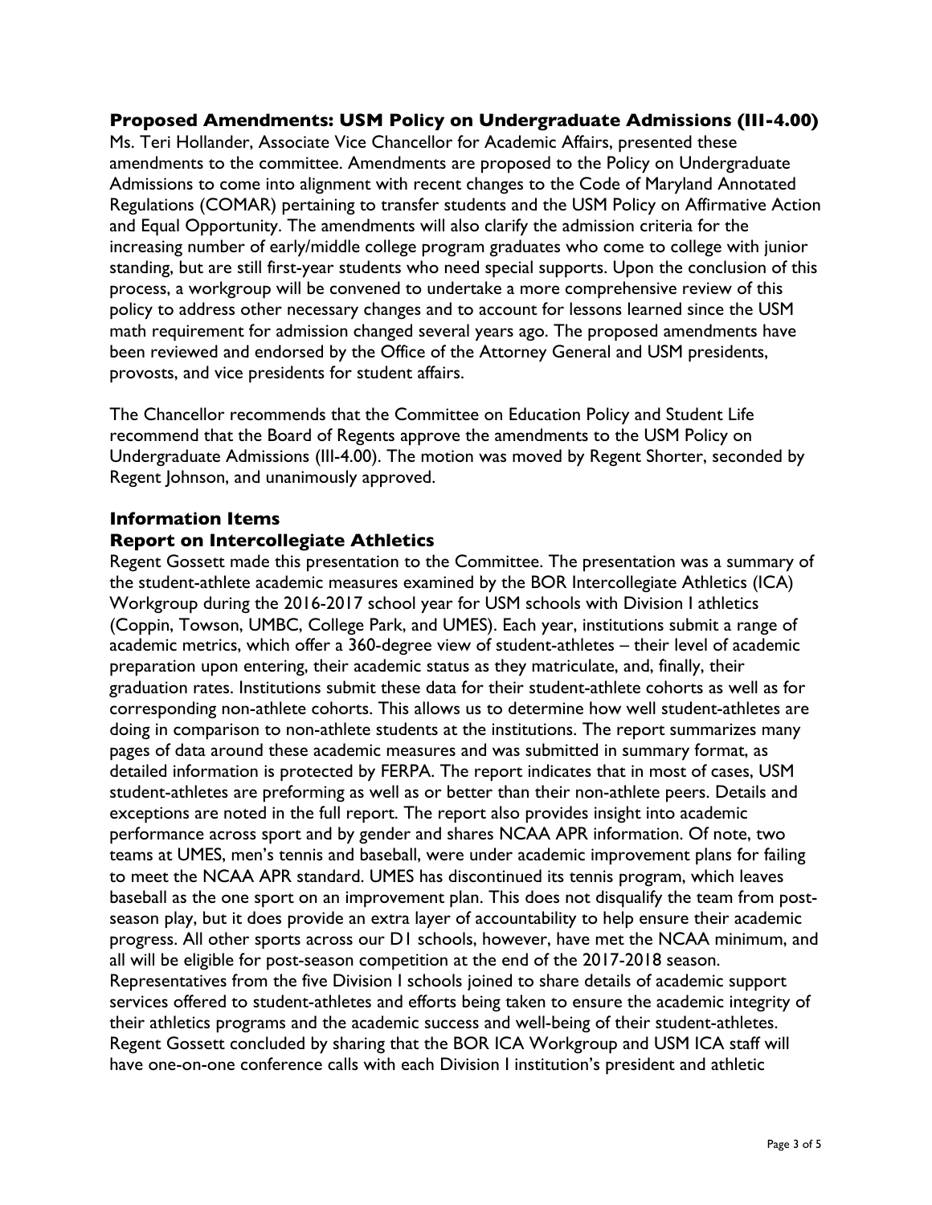### Proposed Amendments: USM Policy on Undergraduate Admissions (III-4.00)

Ms. Teri Hollander, Associate Vice Chancellor for Academic Affairs, presented these amendments to the committee. Amendments are proposed to the Policy on Undergraduate Admissions to come into alignment with recent changes to the Code of Maryland Annotated Regulations (COMAR) pertaining to transfer students and the USM Policy on Affirmative Action and Equal Opportunity. The amendments will also clarify the admission criteria for the increasing number of early/middle college program graduates who come to college with junior standing, but are still first-year students who need special supports. Upon the conclusion of this process, a workgroup will be convened to undertake a more comprehensive review of this policy to address other necessary changes and to account for lessons learned since the USM math requirement for admission changed several years ago. The proposed amendments have been reviewed and endorsed by the Office of the Attorney General and USM presidents, provosts, and vice presidents for student affairs.

The Chancellor recommends that the Committee on Education Policy and Student Life recommend that the Board of Regents approve the amendments to the USM Policy on Undergraduate Admissions (III-4.00). The motion was moved by Regent Shorter, seconded by Regent Johnson, and unanimously approved.

### Information Items

### Report on Intercollegiate Athletics

Regent Gossett made this presentation to the Committee. The presentation was a summary of the student-athlete academic measures examined by the BOR Intercollegiate Athletics (ICA) Workgroup during the 2016-2017 school year for USM schools with Division I athletics (Coppin, Towson, UMBC, College Park, and UMES). Each year, institutions submit a range of academic metrics, which offer a 360-degree view of student-athletes – their level of academic preparation upon entering, their academic status as they matriculate, and, finally, their graduation rates. Institutions submit these data for their student-athlete cohorts as well as for corresponding non-athlete cohorts. This allows us to determine how well student-athletes are doing in comparison to non-athlete students at the institutions. The report summarizes many pages of data around these academic measures and was submitted in summary format, as detailed information is protected by FERPA. The report indicates that in most of cases, USM student-athletes are preforming as well as or better than their non-athlete peers. Details and exceptions are noted in the full report. The report also provides insight into academic performance across sport and by gender and shares NCAA APR information. Of note, two teams at UMES, men's tennis and baseball, were under academic improvement plans for failing to meet the NCAA APR standard. UMES has discontinued its tennis program, which leaves baseball as the one sport on an improvement plan. This does not disqualify the team from post-season play, but it does provide an extra layer of accountability to help ensure their academic progress. All other sports across our D1 schools, however, have met the NCAA minimum, and all will be eligible for post-season competition at the end of the 2017-2018 season. Representatives from the five Division I schools joined to share details of academic support services offered to student-athletes and efforts being taken to ensure the academic integrity of their athletics programs and the academic success and well-being of their student-athletes. Regent Gossett concluded by sharing that the BOR ICA Workgroup and USM ICA staff will have one-on-one conference calls with each Division I institution's president and athletic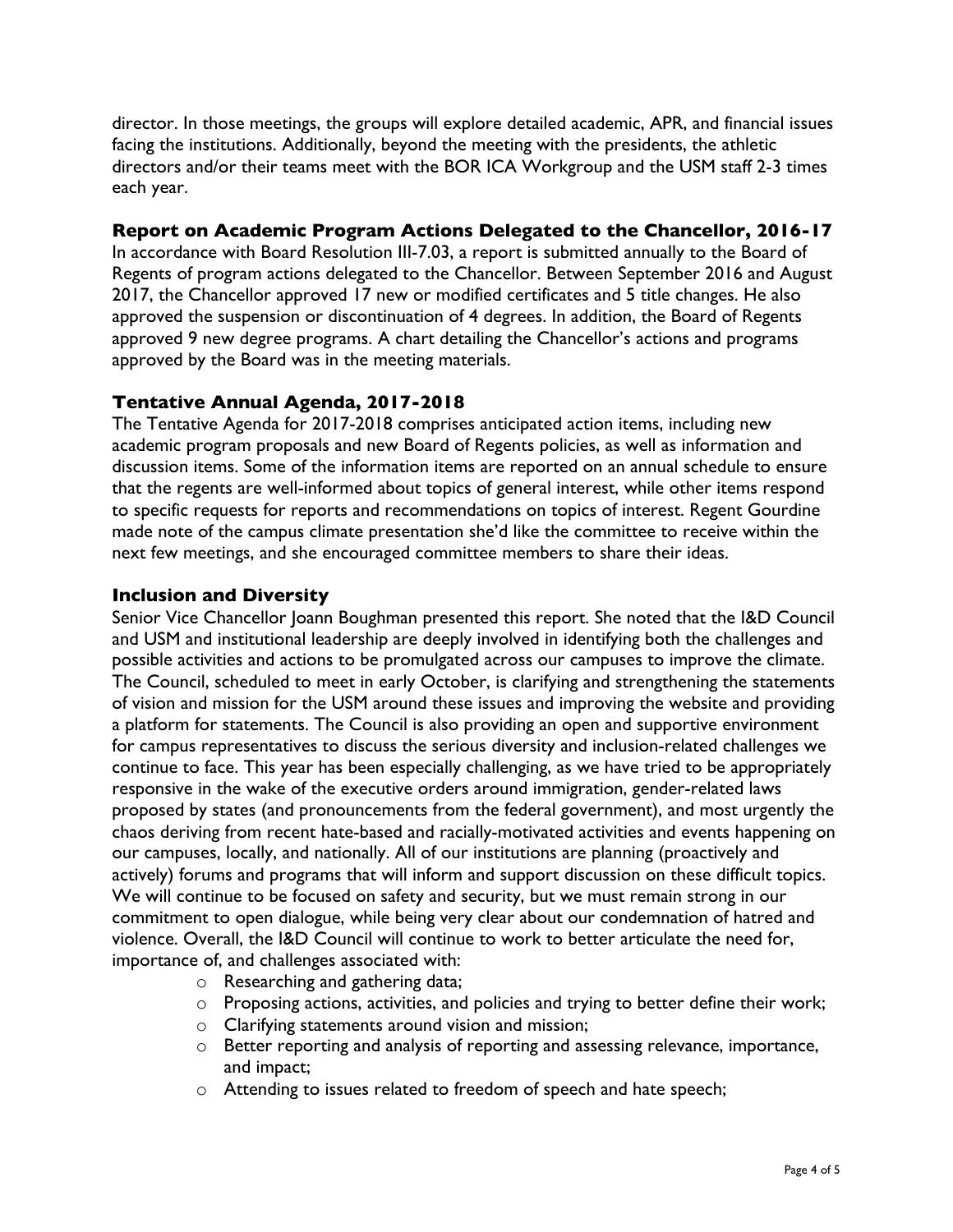director. In those meetings, the groups will explore detailed academic, APR, and financial issues facing the institutions. Additionally, beyond the meeting with the presidents, the athletic directors and/or their teams meet with the BOR ICA Workgroup and the USM staff 2-3 times each year.

### Report on Academic Program Actions Delegated to the Chancellor, 2016-17

In accordance with Board Resolution III-7.03, a report is submitted annually to the Board of Regents of program actions delegated to the Chancellor. Between September 2016 and August 2017, the Chancellor approved 17 new or modified certificates and 5 title changes. He also approved the suspension or discontinuation of 4 degrees. In addition, the Board of Regents approved 9 new degree programs. A chart detailing the Chancellor's actions and programs approved by the Board was in the meeting materials.

### Tentative Annual Agenda, 2017-2018

The Tentative Agenda for 2017-2018 comprises anticipated action items, including new academic program proposals and new Board of Regents policies, as well as information and discussion items. Some of the information items are reported on an annual schedule to ensure that the regents are well-informed about topics of general interest, while other items respond to specific requests for reports and recommendations on topics of interest. Regent Gourdine made note of the campus climate presentation she'd like the committee to receive within the next few meetings, and she encouraged committee members to share their ideas.

### Inclusion and Diversity

Senior Vice Chancellor Joann Boughman presented this report. She noted that the I&D Council and USM and institutional leadership are deeply involved in identifying both the challenges and possible activities and actions to be promulgated across our campuses to improve the climate. The Council, scheduled to meet in early October, is clarifying and strengthening the statements of vision and mission for the USM around these issues and improving the website and providing a platform for statements. The Council is also providing an open and supportive environment for campus representatives to discuss the serious diversity and inclusion-related challenges we continue to face. This year has been especially challenging, as we have tried to be appropriately responsive in the wake of the executive orders around immigration, gender-related laws proposed by states (and pronouncements from the federal government), and most urgently the chaos deriving from recent hate-based and racially-motivated activities and events happening on our campuses, locally, and nationally. All of our institutions are planning (proactively and actively) forums and programs that will inform and support discussion on these difficult topics. We will continue to be focused on safety and security, but we must remain strong in our commitment to open dialogue, while being very clear about our condemnation of hatred and violence. Overall, the I&D Council will continue to work to better articulate the need for, importance of, and challenges associated with:

- Researching and gathering data;
- Proposing actions, activities, and policies and trying to better define their work;
- Clarifying statements around vision and mission;
- Better reporting and analysis of reporting and assessing relevance, importance, and impact;
- Attending to issues related to freedom of speech and hate speech;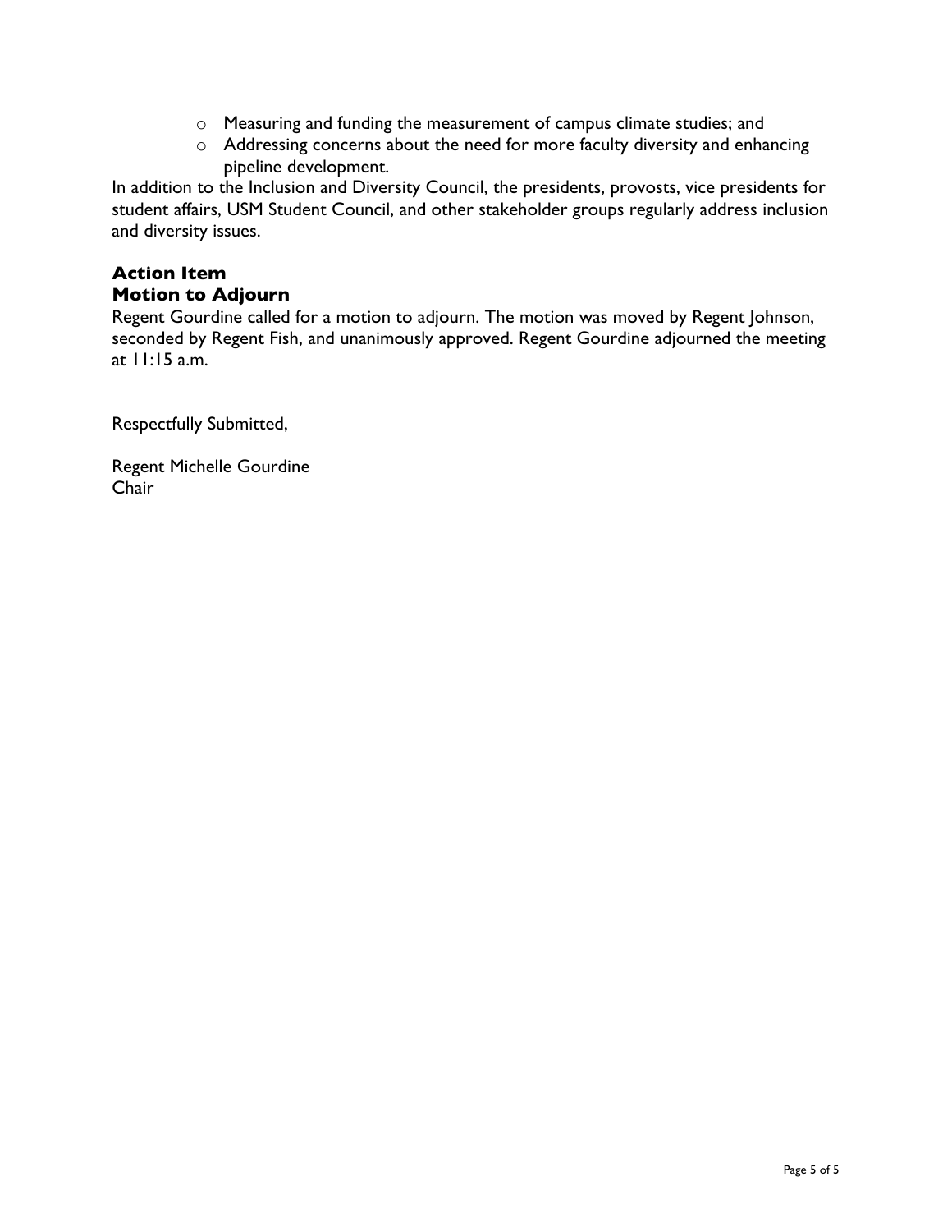- Measuring and funding the measurement of campus climate studies; and
- Addressing concerns about the need for more faculty diversity and enhancing pipeline development.

In addition to the Inclusion and Diversity Council, the presidents, provosts, vice presidents for student affairs, USM Student Council, and other stakeholder groups regularly address inclusion and diversity issues.

**Action Item**
**Motion to Adjourn**

Regent Gourdine called for a motion to adjourn. The motion was moved by Regent Johnson, seconded by Regent Fish, and unanimously approved. Regent Gourdine adjourned the meeting at 11:15 a.m.

Respectfully Submitted,

Regent Michelle Gourdine
Chair